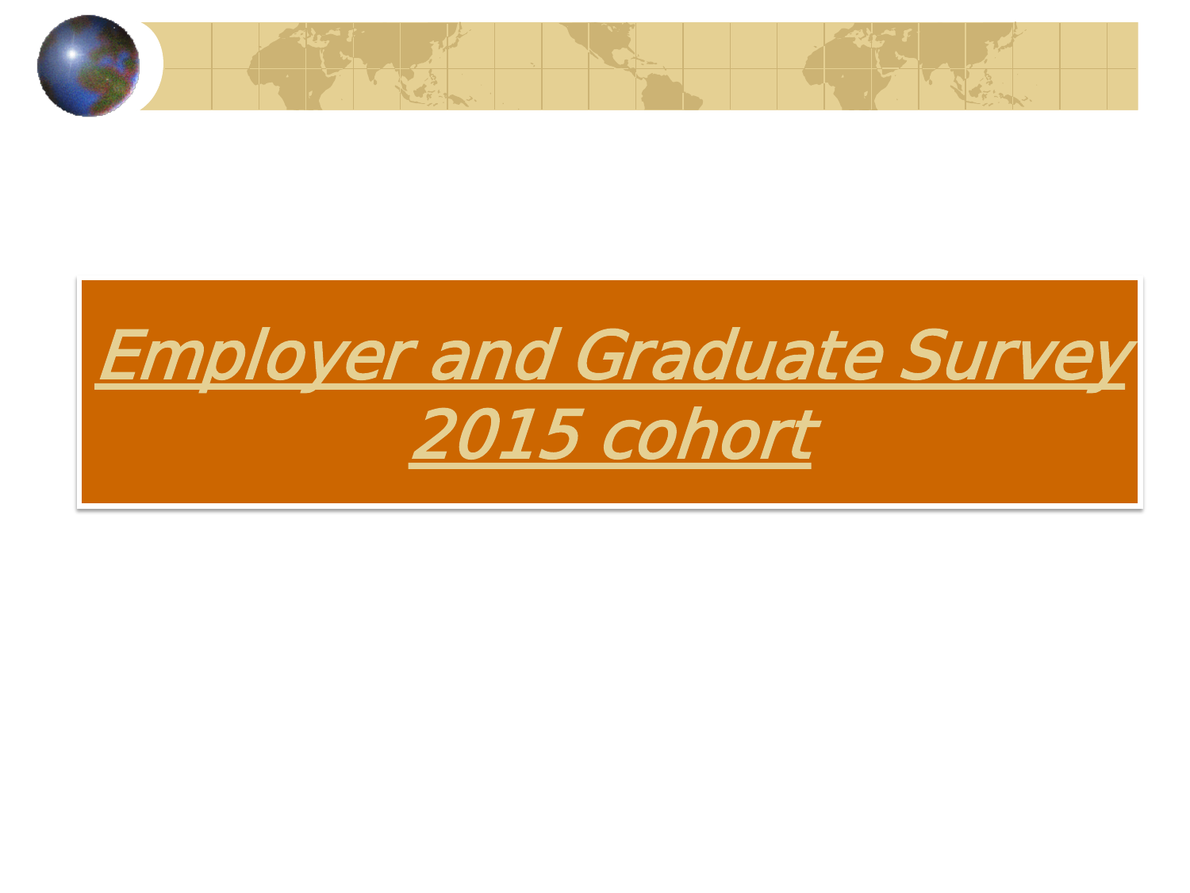# Employer and Graduate Survey 2015 cohort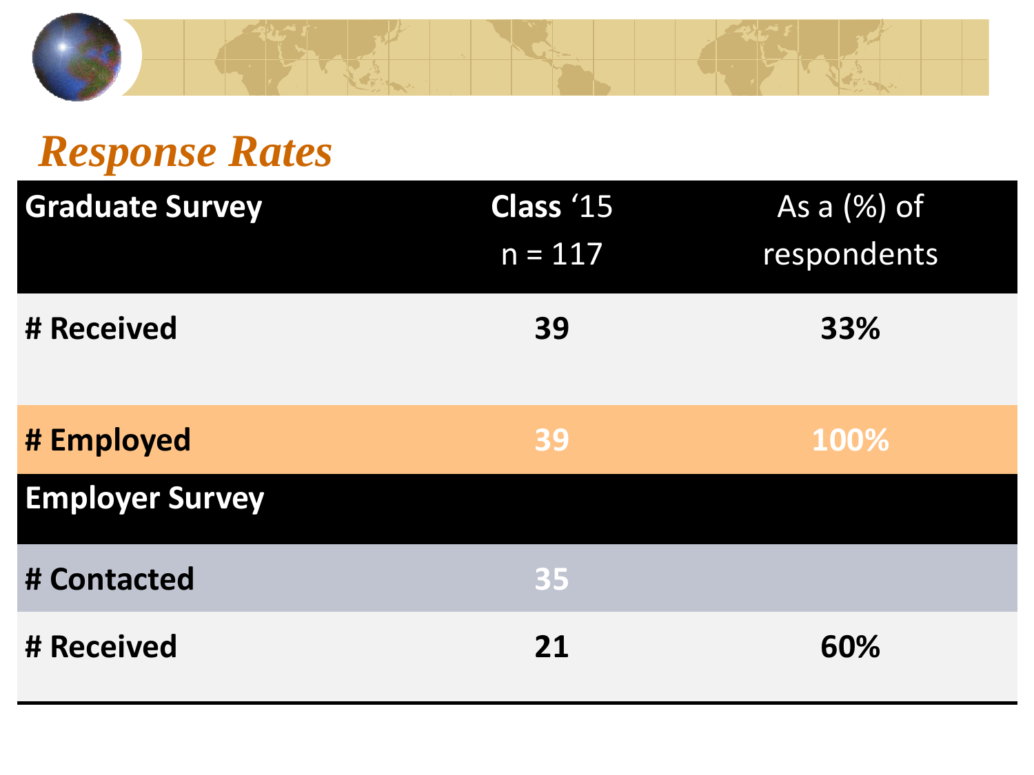# *Response Rates*

| Graduate Survey | Class '15 n = 117 | As a (%) of respondents |
| --- | --- | --- |
| **# Received** | **39** | **33%** |
| **# Employed** | **39** | **100%** |
| **Employer Survey** | | |
| **# Contacted** | **35** | |
| **# Received** | **21** | **60%** |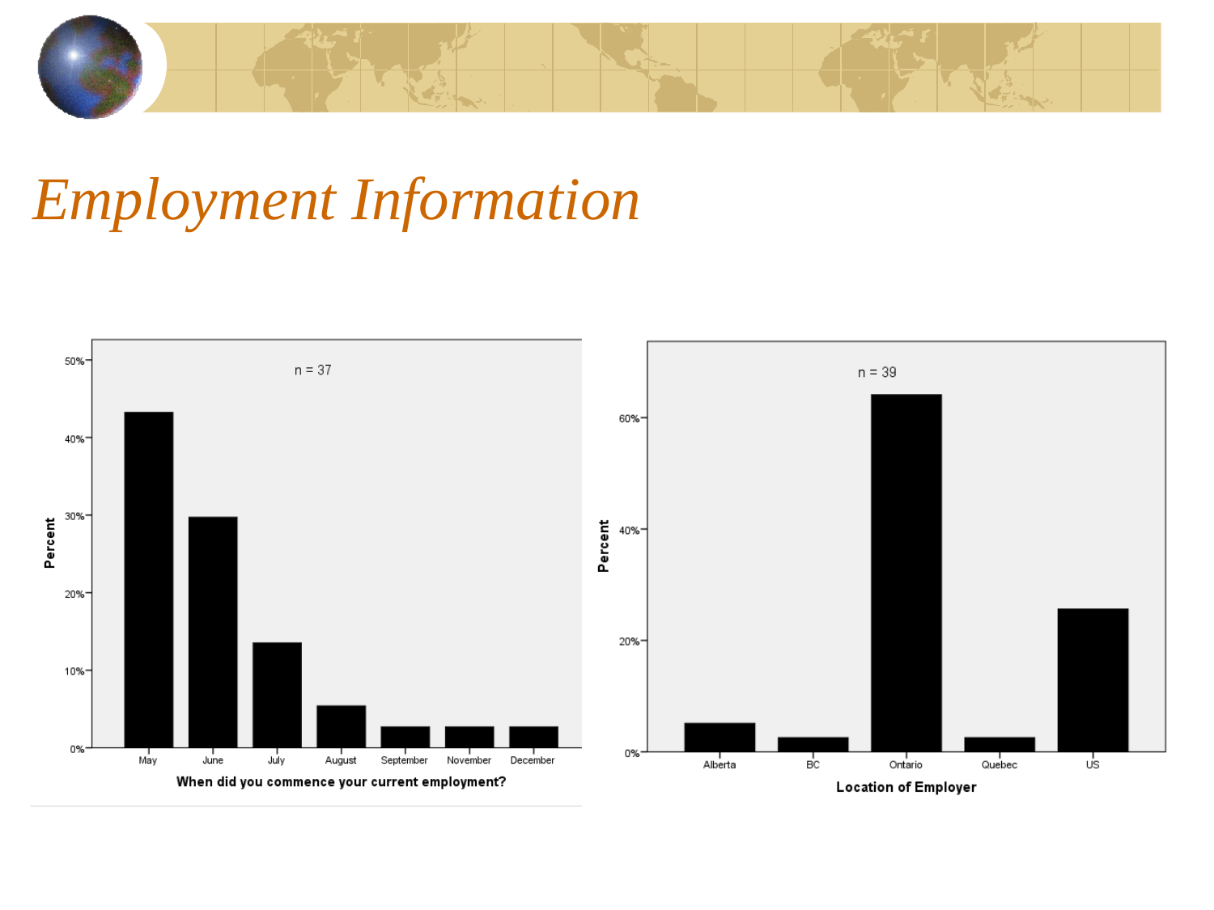# *Employment Information*

n = 37

Percent

50%
40%
30%
20%
10%
0%

May June July August September November December

**When did you commence your current employment?**

n = 39

Percent

60%
40%
20%
0%

Alberta BC Ontario Quebec US

**Location of Employer**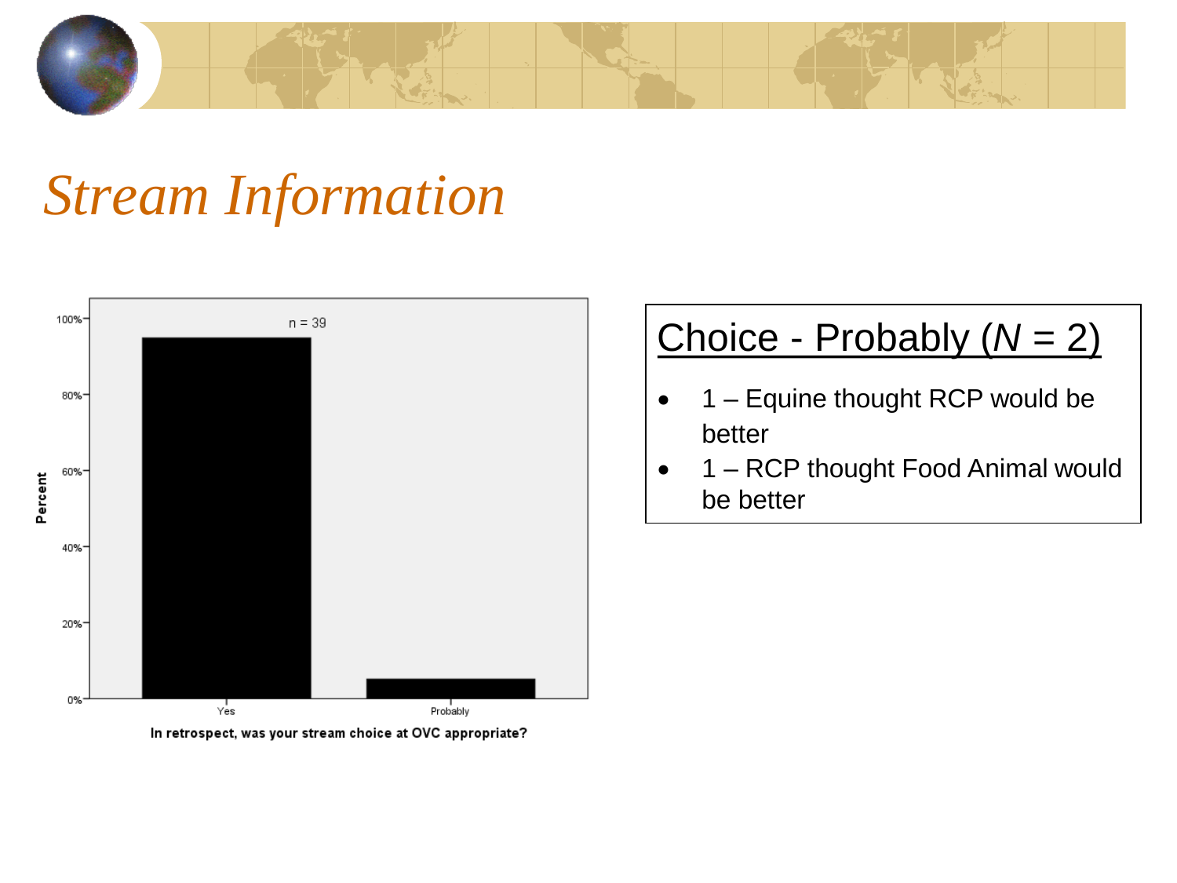# *Stream Information*

n = 39

100%
80%
60%
40%
20%
0%

Percent

Yes
Probably

In retrospect, was your stream choice at OVC appropriate?

## Choice - Probably (*N* = 2)

- 1 – Equine thought RCP would be better
- 1 – RCP thought Food Animal would be better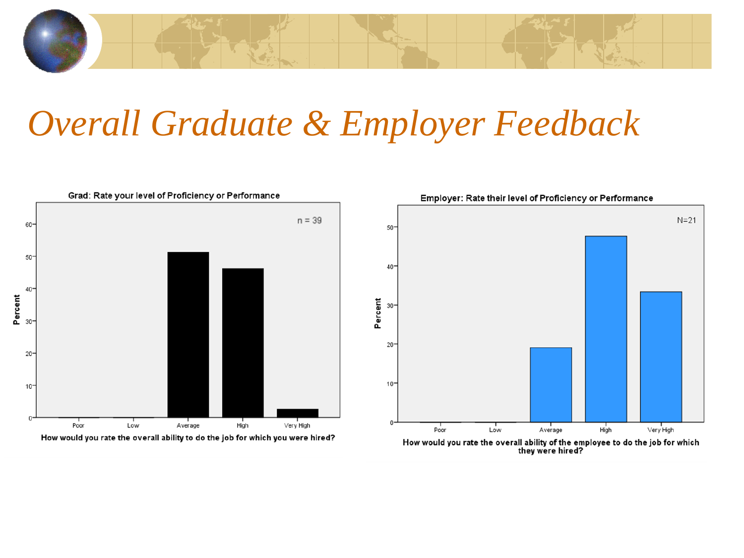# Overall Graduate & Employer Feedback

**Grad: Rate your level of Proficiency or Performance**

n = 39

Percent

0, 10, 20, 30, 40, 50, 60

Poor | Low | Average | High | Very High

**How would you rate the overall ability to do the job for which you were hired?**

**Employer: Rate their level of Proficiency or Performance**

N=21

Percent

0, 10, 20, 30, 40, 50

Poor | Low | Average | High | Very High

**How would you rate the overall ability of the employee to do the job for which they were hired?**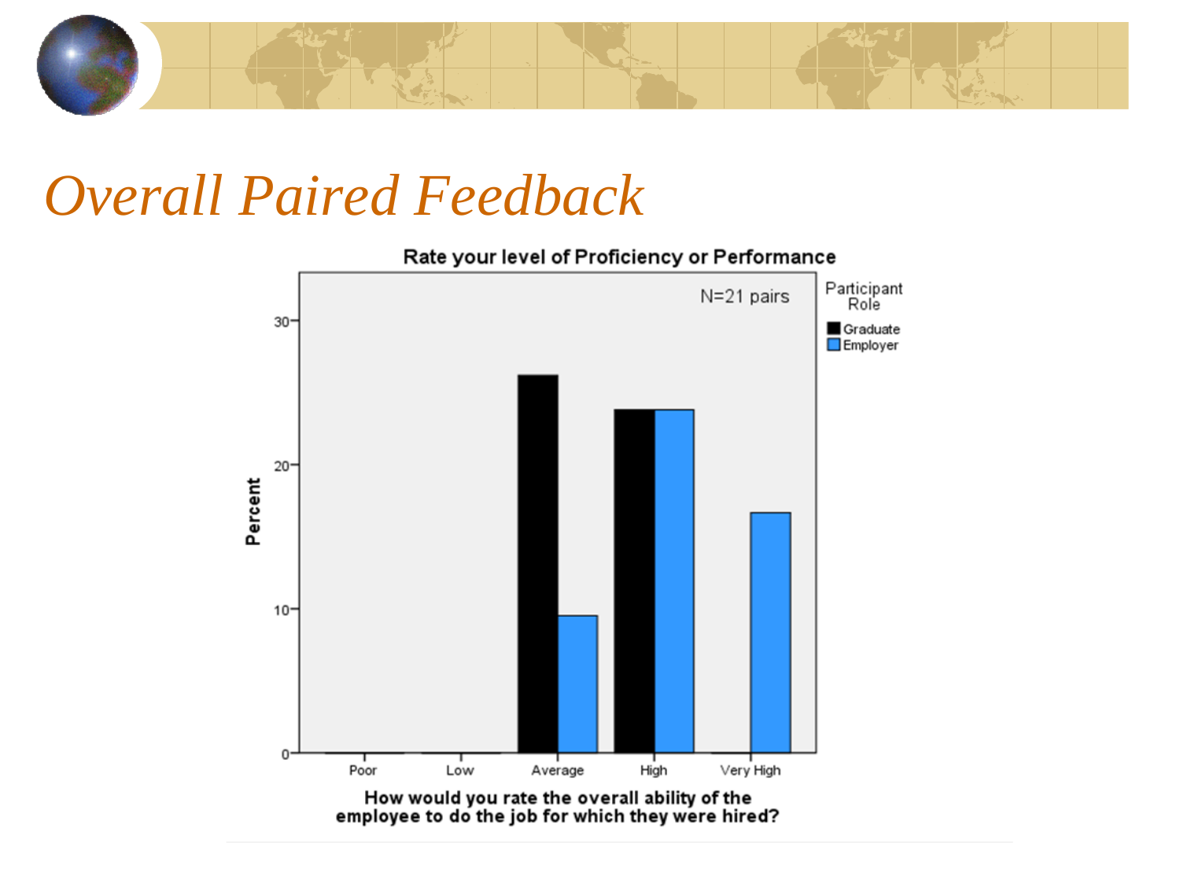# Overall Paired Feedback

**Rate your level of Proficiency or Performance**

N=21 pairs

Participant Role
- Graduate
- Employer

Percent

0, 10, 20, 30

Poor, Low, Average, High, Very High

**How would you rate the overall ability of the employee to do the job for which they were hired?**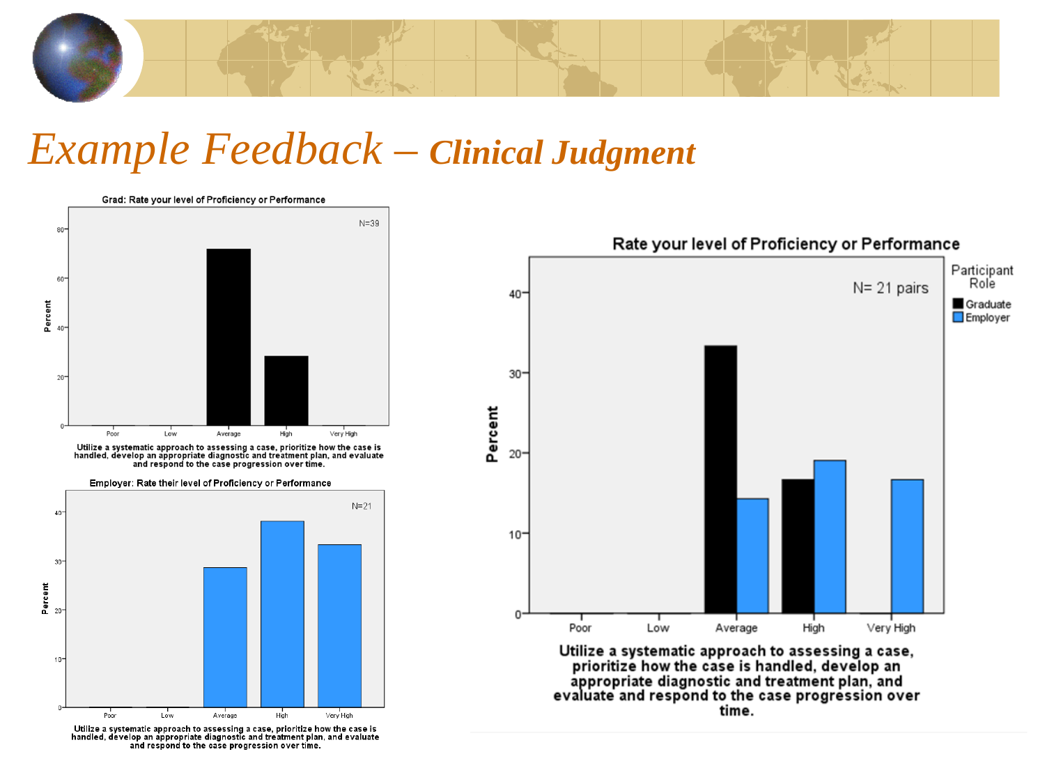# *Example Feedback – Clinical Judgment*

**Grad: Rate your level of Proficiency or Performance**

N=39

Percent

Poor | Low | Average | High | Very High

Utilize a systematic approach to assessing a case, prioritize how the case is handled, develop an appropriate diagnostic and treatment plan, and evaluate and respond to the case progression over time.

**Employer: Rate their level of Proficiency or Performance**

N=21

Percent

Poor | Low | Average | High | Very High

Utilize a systematic approach to assessing a case, prioritize how the case is handled, develop an appropriate diagnostic and treatment plan, and evaluate and respond to the case progression over time.

**Rate your level of Proficiency or Performance**

N= 21 pairs

Participant Role: Graduate, Employer

Percent

Poor | Low | Average | High | Very High

Utilize a systematic approach to assessing a case, prioritize how the case is handled, develop an appropriate diagnostic and treatment plan, and evaluate and respond to the case progression over time.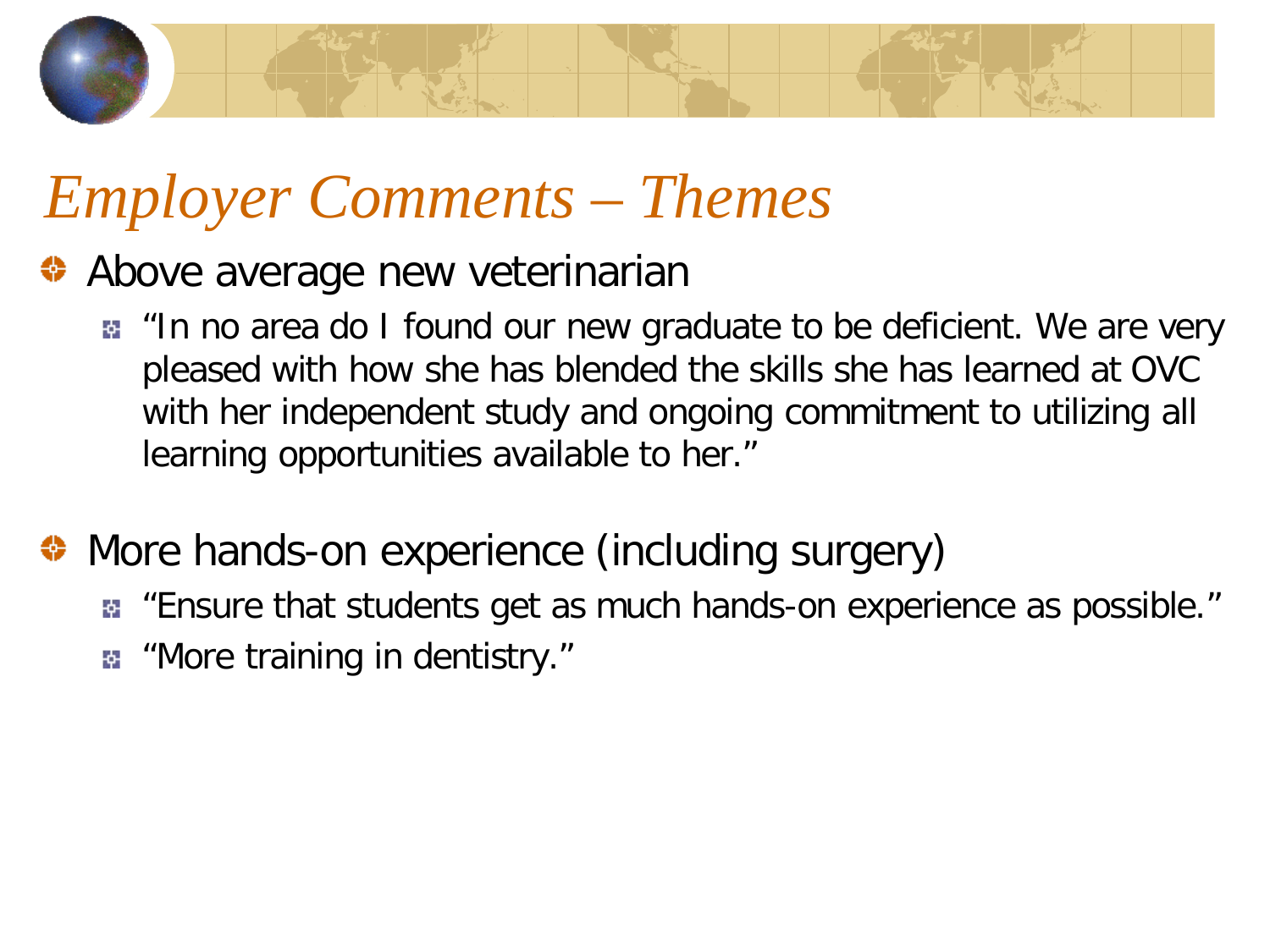# *Employer Comments – Themes*

- Above average new veterinarian
  - "In no area do I found our new graduate to be deficient. We are very pleased with how she has blended the skills she has learned at OVC with her independent study and ongoing commitment to utilizing all learning opportunities available to her."

- More hands-on experience (including surgery)
  - "Ensure that students get as much hands-on experience as possible."
  - "More training in dentistry."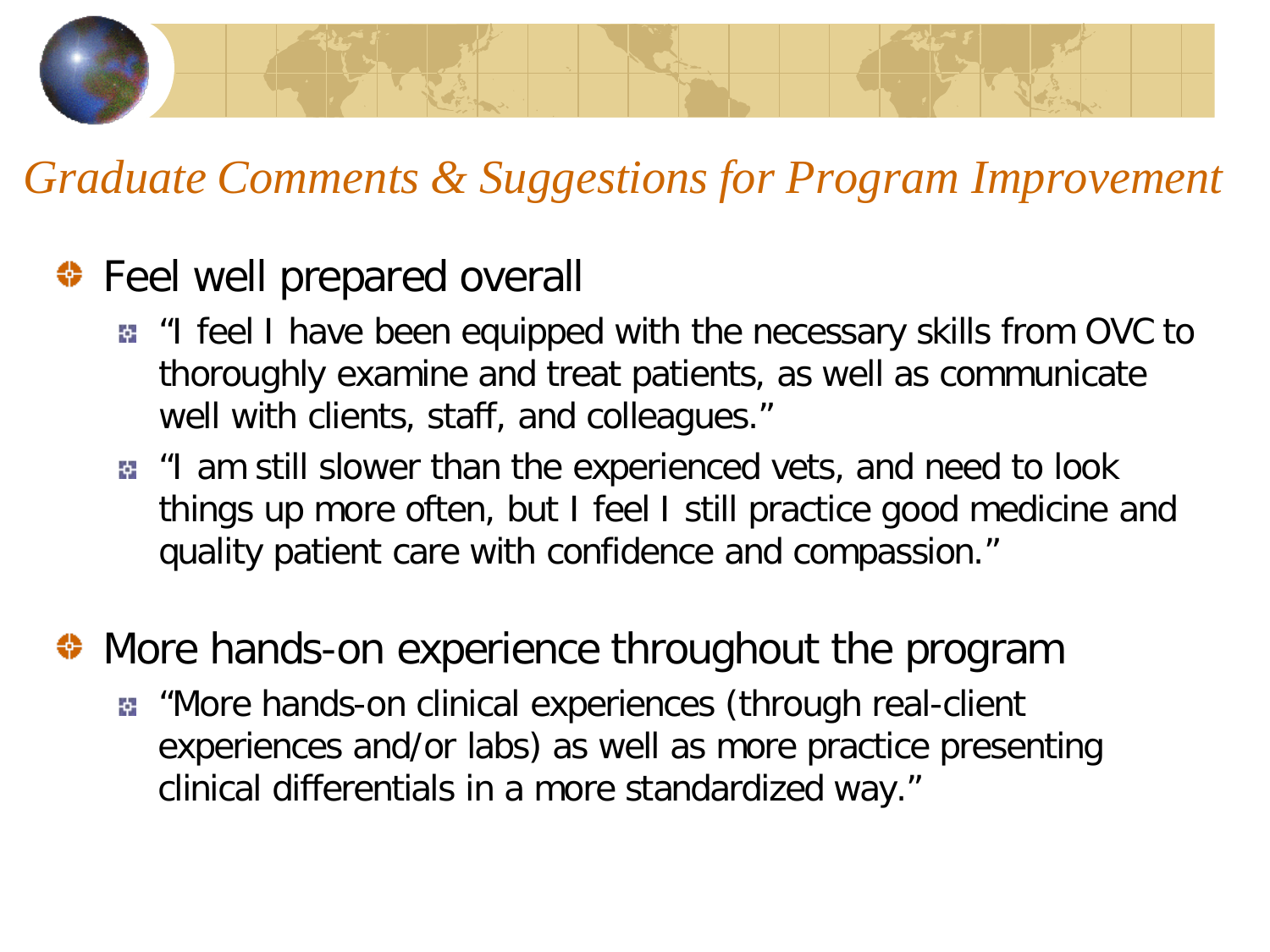## *Graduate Comments & Suggestions for Program Improvement*

- Feel well prepared overall
  - "I feel I have been equipped with the necessary skills from OVC to thoroughly examine and treat patients, as well as communicate well with clients, staff, and colleagues."
  - "I am still slower than the experienced vets, and need to look things up more often, but I feel I still practice good medicine and quality patient care with confidence and compassion."
- More hands-on experience throughout the program
  - "More hands-on clinical experiences (through real-client experiences and/or labs) as well as more practice presenting clinical differentials in a more standardized way."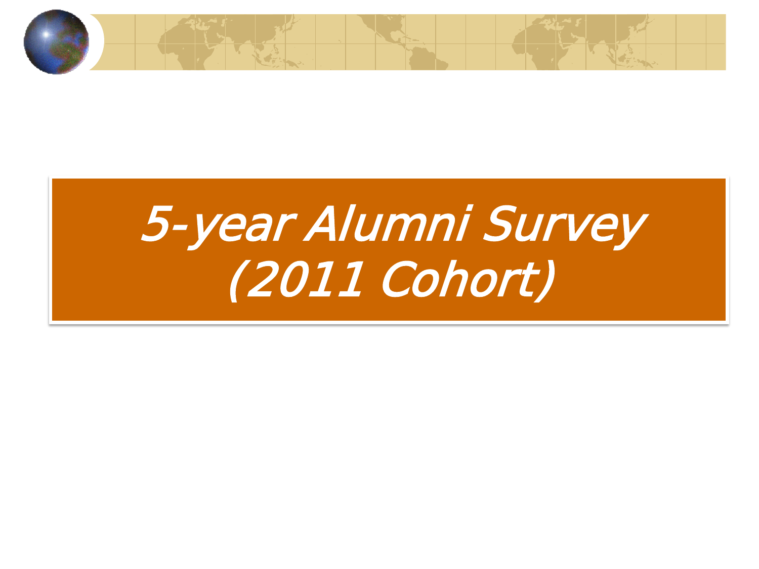# *5-year Alumni Survey (2011 Cohort)*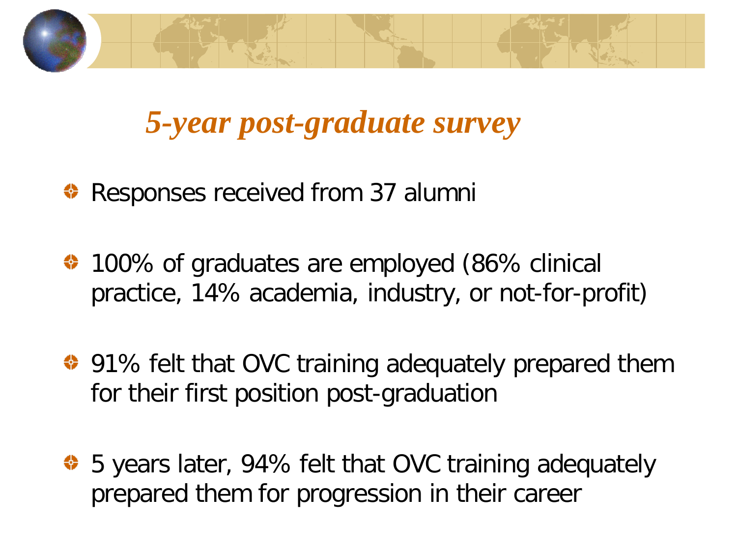# *5-year post-graduate survey*

- Responses received from 37 alumni
- 100% of graduates are employed (86% clinical practice, 14% academia, industry, or not-for-profit)
- 91% felt that OVC training adequately prepared them for their first position post-graduation
- 5 years later, 94% felt that OVC training adequately prepared them for progression in their career